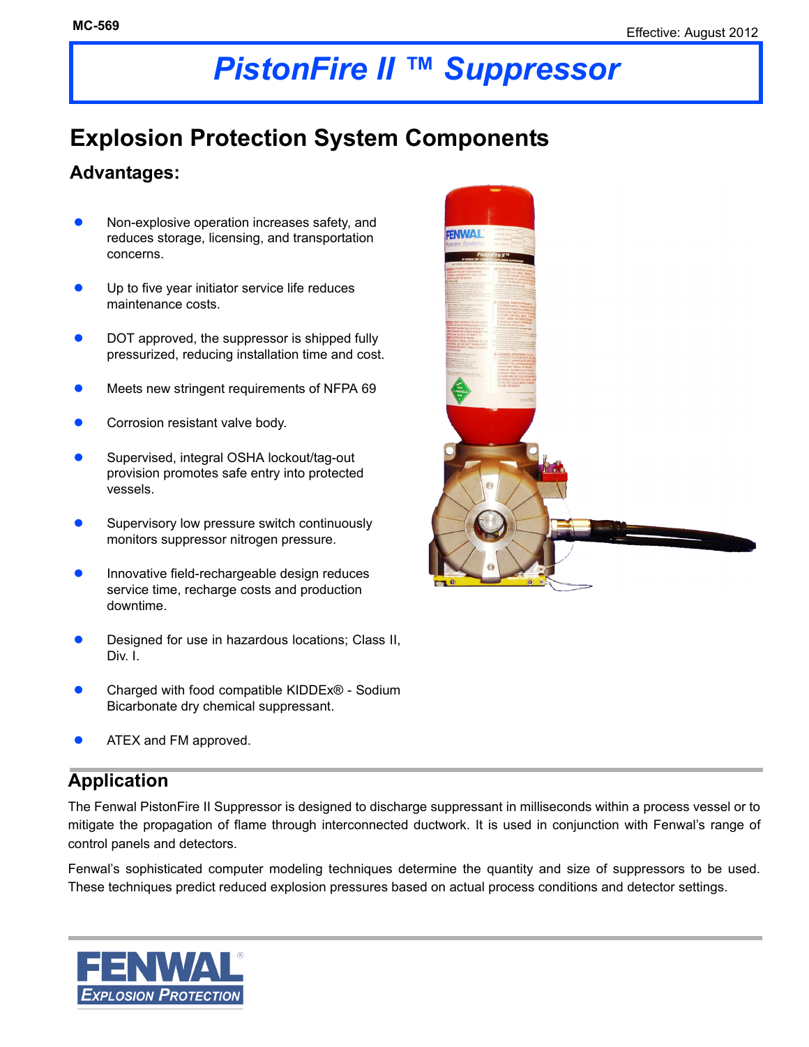MC-569

Effective: August 2012

# PistonFire II ™ Suppressor

## Explosion Protection System Components

### Advantages:

- Non-explosive operation increases safety, and reduces storage, licensing, and transportation concerns.
- Up to five year initiator service life reduces maintenance costs.
- DOT approved, the suppressor is shipped fully pressurized, reducing installation time and cost.
- Meets new stringent requirements of NFPA 69
- Corrosion resistant valve body.
- Supervised, integral OSHA lockout/tag-out provision promotes safe entry into protected vessels.
- Supervisory low pressure switch continuously monitors suppressor nitrogen pressure.
- Innovative field-rechargeable design reduces service time, recharge costs and production downtime.
- Designed for use in hazardous locations; Class II, Div. I.
- Charged with food compatible KIDDEx® - Sodium Bicarbonate dry chemical suppressant.
- ATEX and FM approved.

## Application

The Fenwal PistonFire II Suppressor is designed to discharge suppressant in milliseconds within a process vessel or to mitigate the propagation of flame through interconnected ductwork. It is used in conjunction with Fenwal's range of control panels and detectors.

Fenwal's sophisticated computer modeling techniques determine the quantity and size of suppressors to be used. These techniques predict reduced explosion pressures based on actual process conditions and detector settings.

FENWAL® EXPLOSION PROTECTION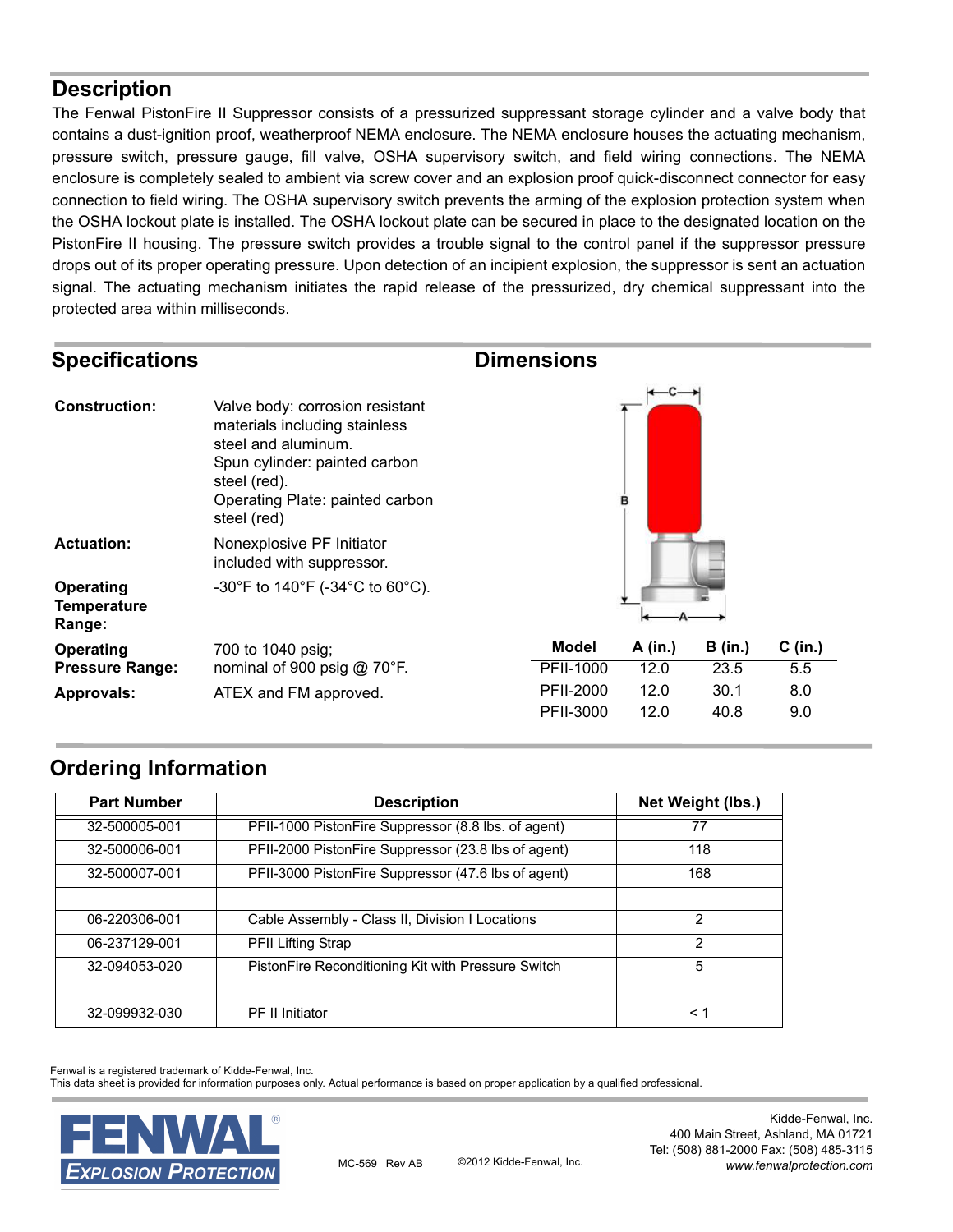## Description

The Fenwal PistonFire II Suppressor consists of a pressurized suppressant storage cylinder and a valve body that contains a dust-ignition proof, weatherproof NEMA enclosure. The NEMA enclosure houses the actuating mechanism, pressure switch, pressure gauge, fill valve, OSHA supervisory switch, and field wiring connections. The NEMA enclosure is completely sealed to ambient via screw cover and an explosion proof quick-disconnect connector for easy connection to field wiring. The OSHA supervisory switch prevents the arming of the explosion protection system when the OSHA lockout plate is installed. The OSHA lockout plate can be secured in place to the designated location on the PistonFire II housing. The pressure switch provides a trouble signal to the control panel if the suppressor pressure drops out of its proper operating pressure. Upon detection of an incipient explosion, the suppressor is sent an actuation signal. The actuating mechanism initiates the rapid release of the pressurized, dry chemical suppressant into the protected area within milliseconds.

## Specifications

| | |
|---|---|
| **Construction:** | Valve body: corrosion resistant materials including stainless steel and aluminum. Spun cylinder: painted carbon steel (red). Operating Plate: painted carbon steel (red) |
| **Actuation:** | Nonexplosive PF Initiator included with suppressor. |
| **Operating Temperature Range:** | -30°F to 140°F (-34°C to 60°C). |
| **Operating Pressure Range:** | 700 to 1040 psig; nominal of 900 psig @ 70°F. |
| **Approvals:** | ATEX and FM approved. |

## Dimensions

C

B

A

| Model | A (in.) | B (in.) | C (in.) |
|---|---|---|---|
| PFII-1000 | 12.0 | 23.5 | 5.5 |
| PFII-2000 | 12.0 | 30.1 | 8.0 |
| PFII-3000 | 12.0 | 40.8 | 9.0 |

## Ordering Information

| Part Number | Description | Net Weight (lbs.) |
|---|---|---|
| 32-500005-001 | PFII-1000 PistonFire Suppressor (8.8 lbs. of agent) | 77 |
| 32-500006-001 | PFII-2000 PistonFire Suppressor (23.8 lbs of agent) | 118 |
| 32-500007-001 | PFII-3000 PistonFire Suppressor (47.6 lbs of agent) | 168 |
| | | |
| 06-220306-001 | Cable Assembly - Class II, Division I Locations | 2 |
| 06-237129-001 | PFII Lifting Strap | 2 |
| 32-094053-020 | PistonFire Reconditioning Kit with Pressure Switch | 5 |
| | | |
| 32-099932-030 | PF II Initiator | < 1 |

Fenwal is a registered trademark of Kidde-Fenwal, Inc.
This data sheet is provided for information purposes only. Actual performance is based on proper application by a qualified professional.

FENWAL® EXPLOSION PROTECTION

MC-569 Rev AB ©2012 Kidde-Fenwal, Inc.

Kidde-Fenwal, Inc.
400 Main Street, Ashland, MA 01721
Tel: (508) 881-2000 Fax: (508) 485-3115
*www.fenwalprotection.com*